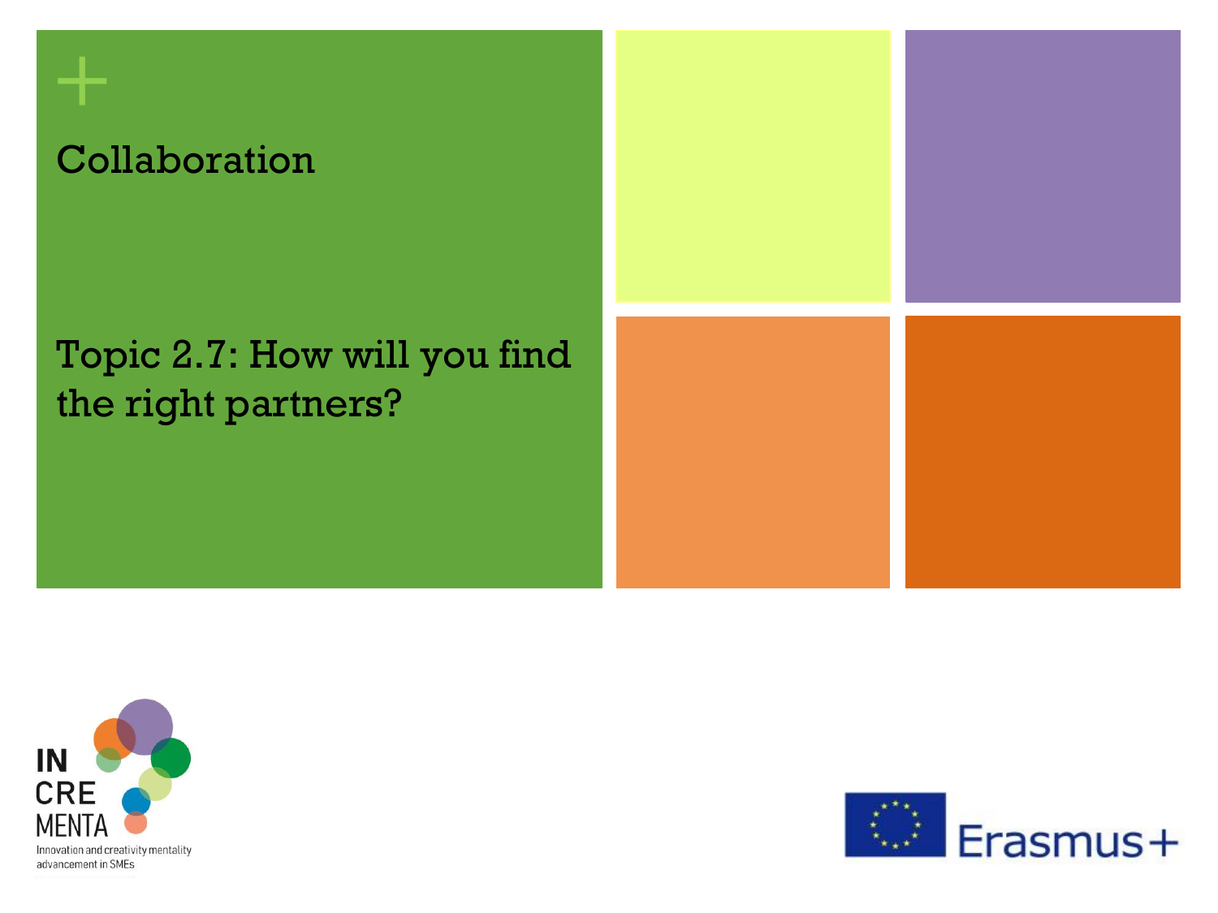# Collaboration

## Topic 2.7: How will you find the right partners?

IN
CRE
MENTA
Innovation and creativity mentality advancement in SMEs

Erasmus+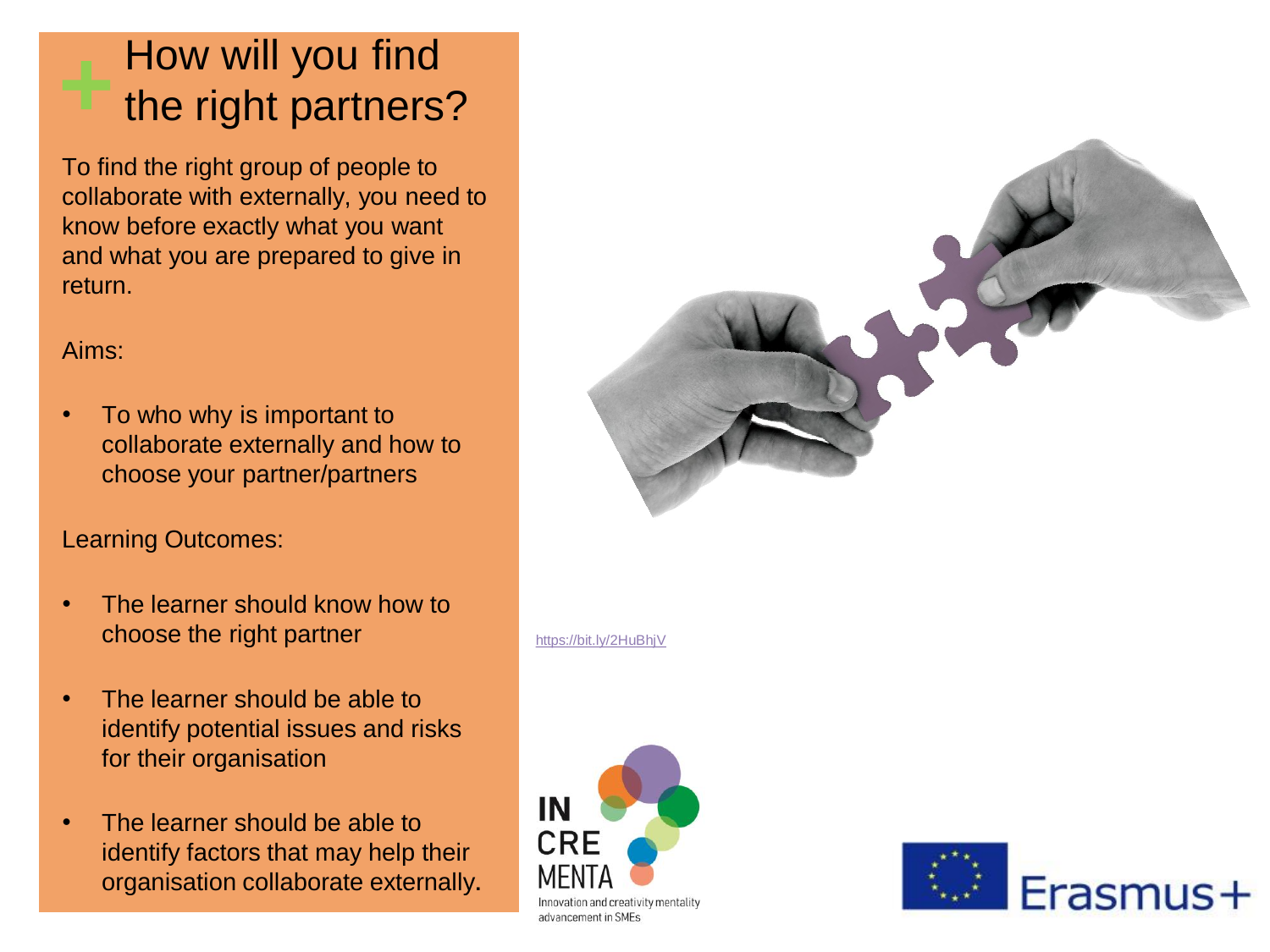# How will you find the right partners?

To find the right group of people to collaborate with externally, you need to know before exactly what you want and what you are prepared to give in return.

Aims:

- To who why is important to collaborate externally and how to choose your partner/partners

Learning Outcomes:

- The learner should know how to choose the right partner
- The learner should be able to identify potential issues and risks for their organisation
- The learner should be able to identify factors that may help their organisation collaborate externally.

https://bit.ly/2HuBhjV

IN CRE MENTA
Innovation and creativity mentality advancement in SMEs

Erasmus+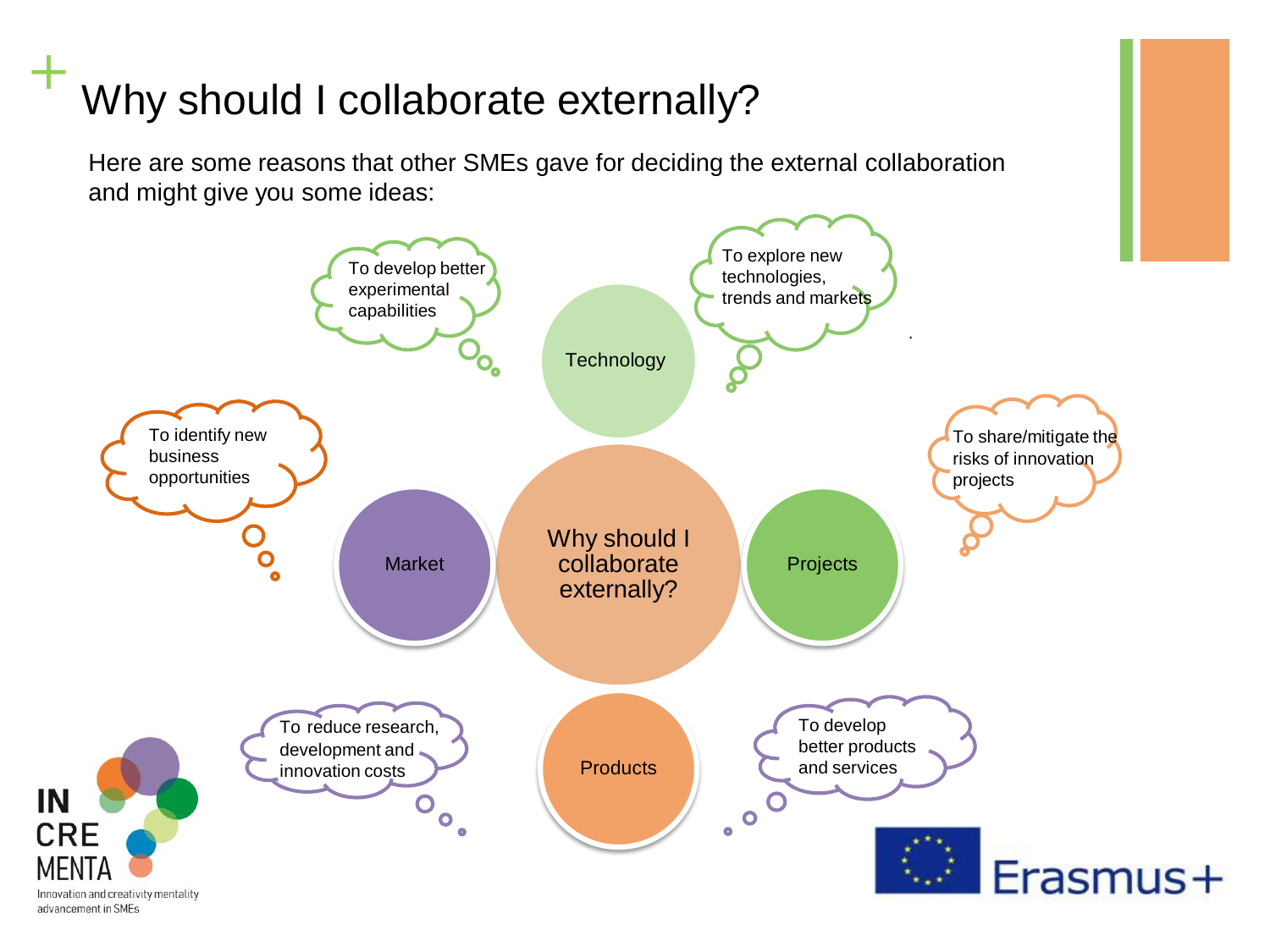# Why should I collaborate externally?

Here are some reasons that other SMEs gave for deciding the external collaboration and might give you some ideas:

**Why should I collaborate externally?**

- **Technology**
  - To develop better experimental capabilities
  - To explore new technologies, trends and markets
- **Market**
  - To identify new business opportunities
- **Projects**
  - To share/mitigate the risks of innovation projects
- **Products**
  - To reduce research, development and innovation costs
  - To develop better products and services

IN CRE MENTA – Innovation and creativity mentality advancement in SMEs

Erasmus+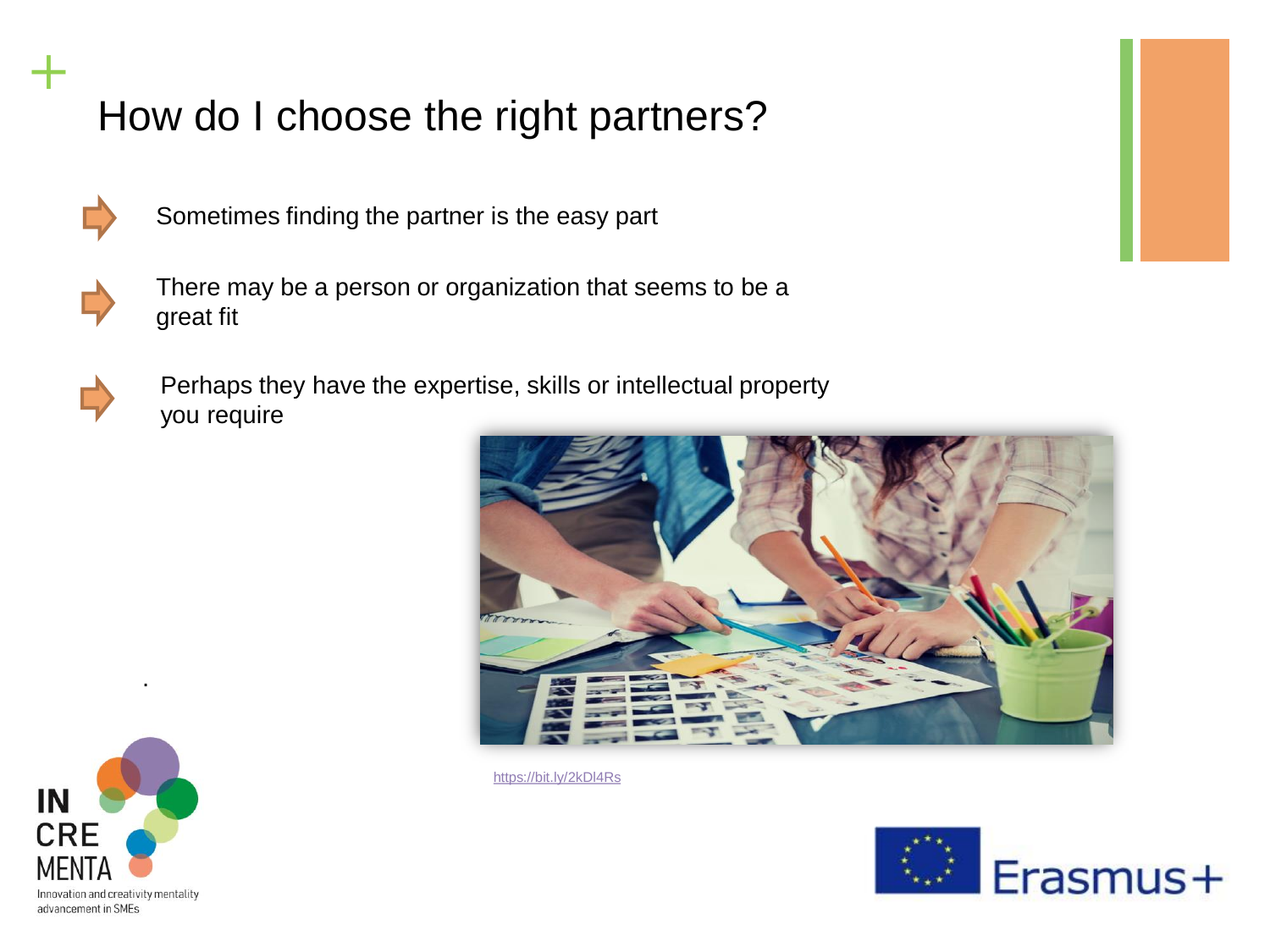# How do I choose the right partners?

- Sometimes finding the partner is the easy part
- There may be a person or organization that seems to be a great fit
- Perhaps they have the expertise, skills or intellectual property you require

https://bit.ly/2kDl4Rs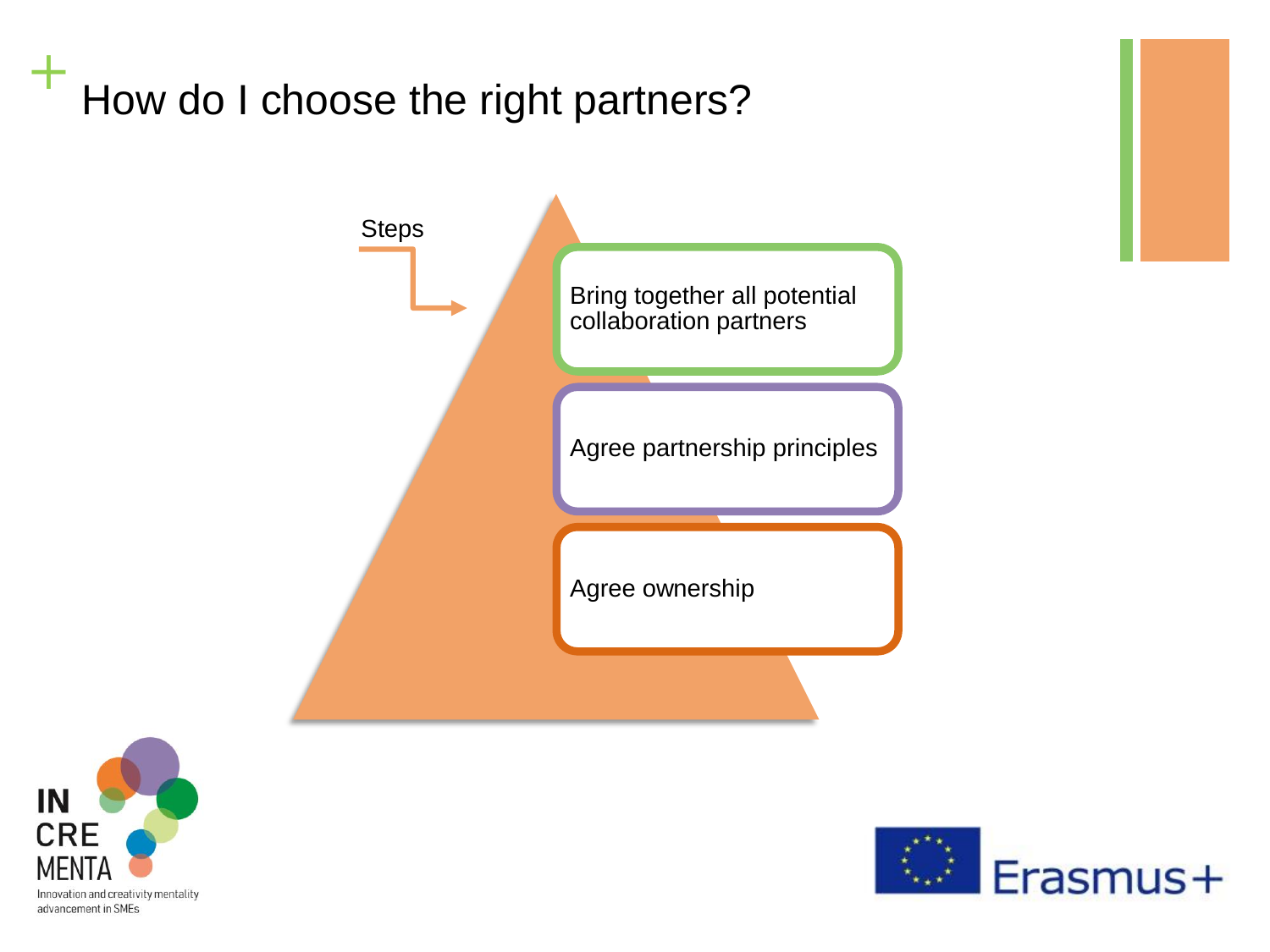# How do I choose the right partners?

Steps

1. Bring together all potential collaboration partners
2. Agree partnership principles
3. Agree ownership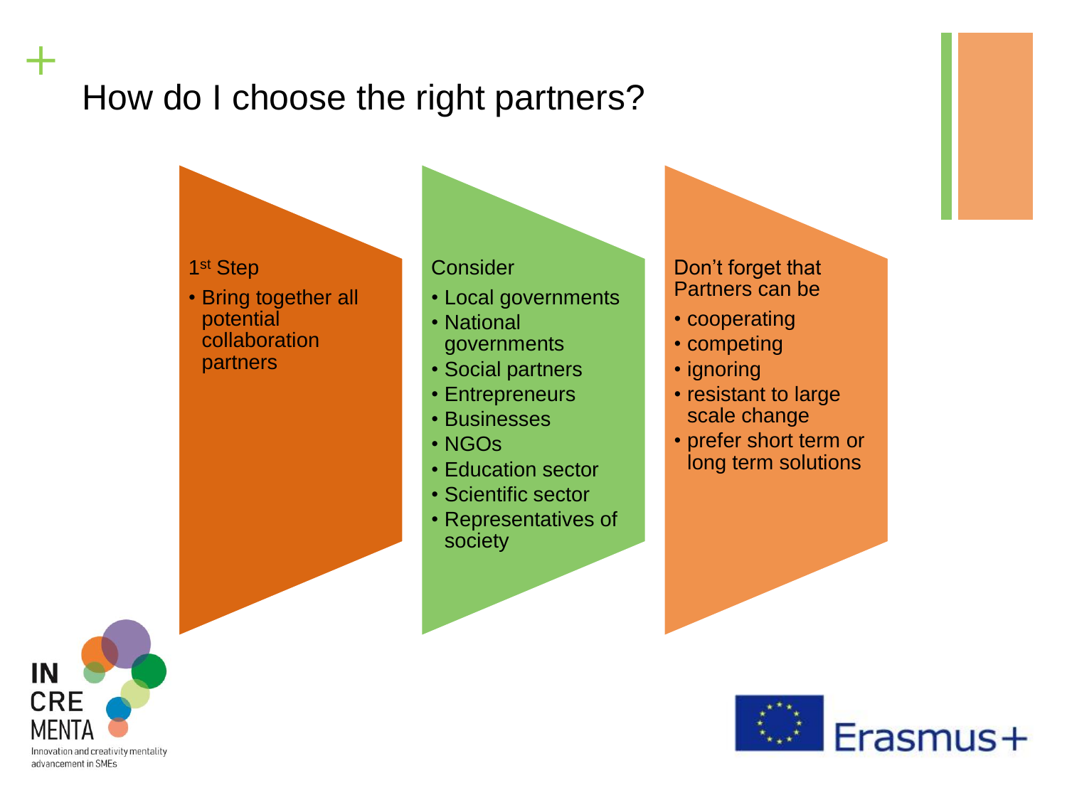# How do I choose the right partners?

1st Step

- Bring together all potential collaboration partners

Consider

- Local governments
- National governments
- Social partners
- Entrepreneurs
- Businesses
- NGOs
- Education sector
- Scientific sector
- Representatives of society

Don't forget that Partners can be

- cooperating
- competing
- ignoring
- resistant to large scale change
- prefer short term or long term solutions

IN CRE MENTA

Innovation and creativity mentality advancement in SMEs

Erasmus+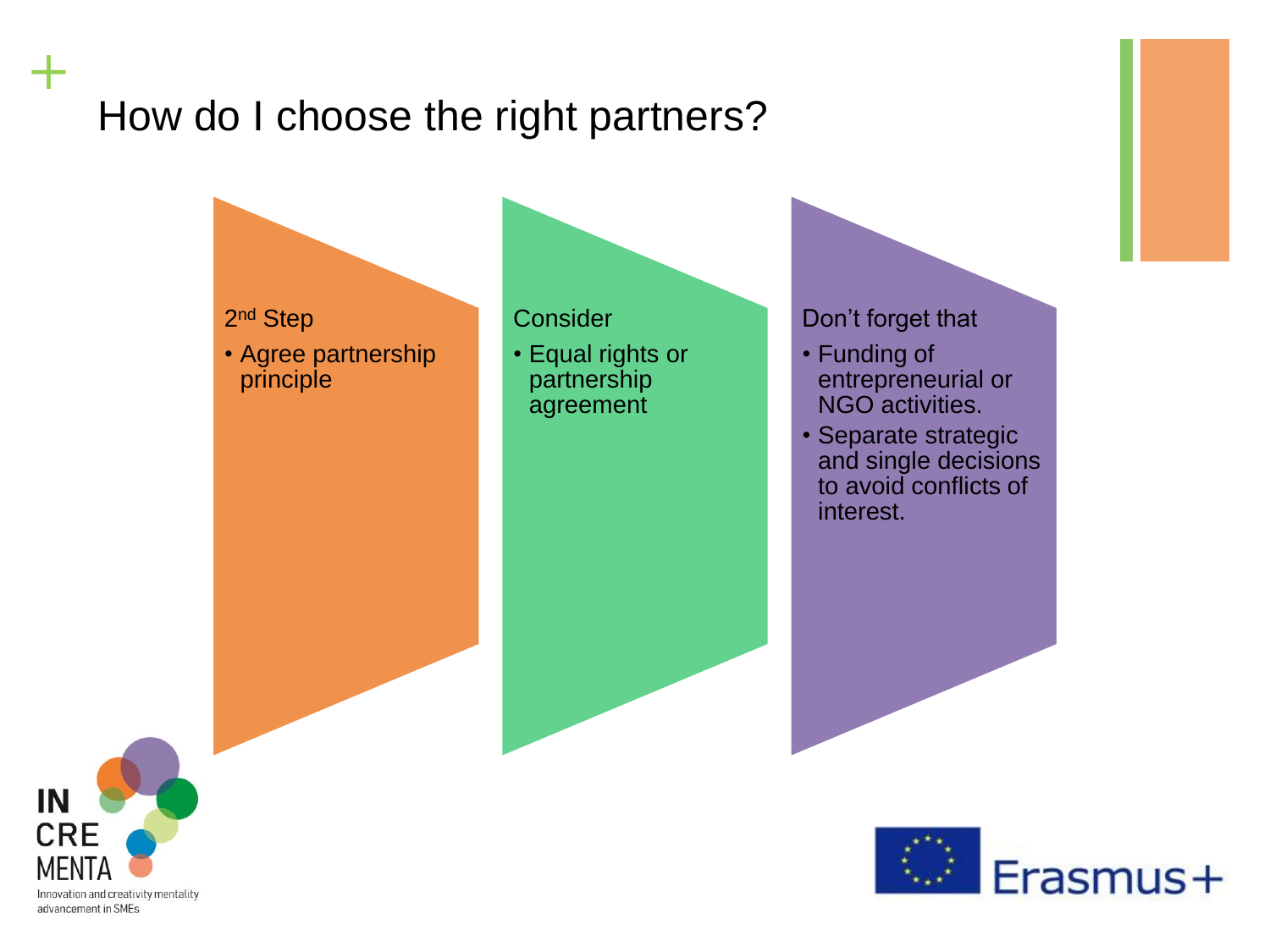# How do I choose the right partners?

2nd Step

- Agree partnership principle

Consider

- Equal rights or partnership agreement

Don't forget that

- Funding of entrepreneurial or NGO activities.
- Separate strategic and single decisions to avoid conflicts of interest.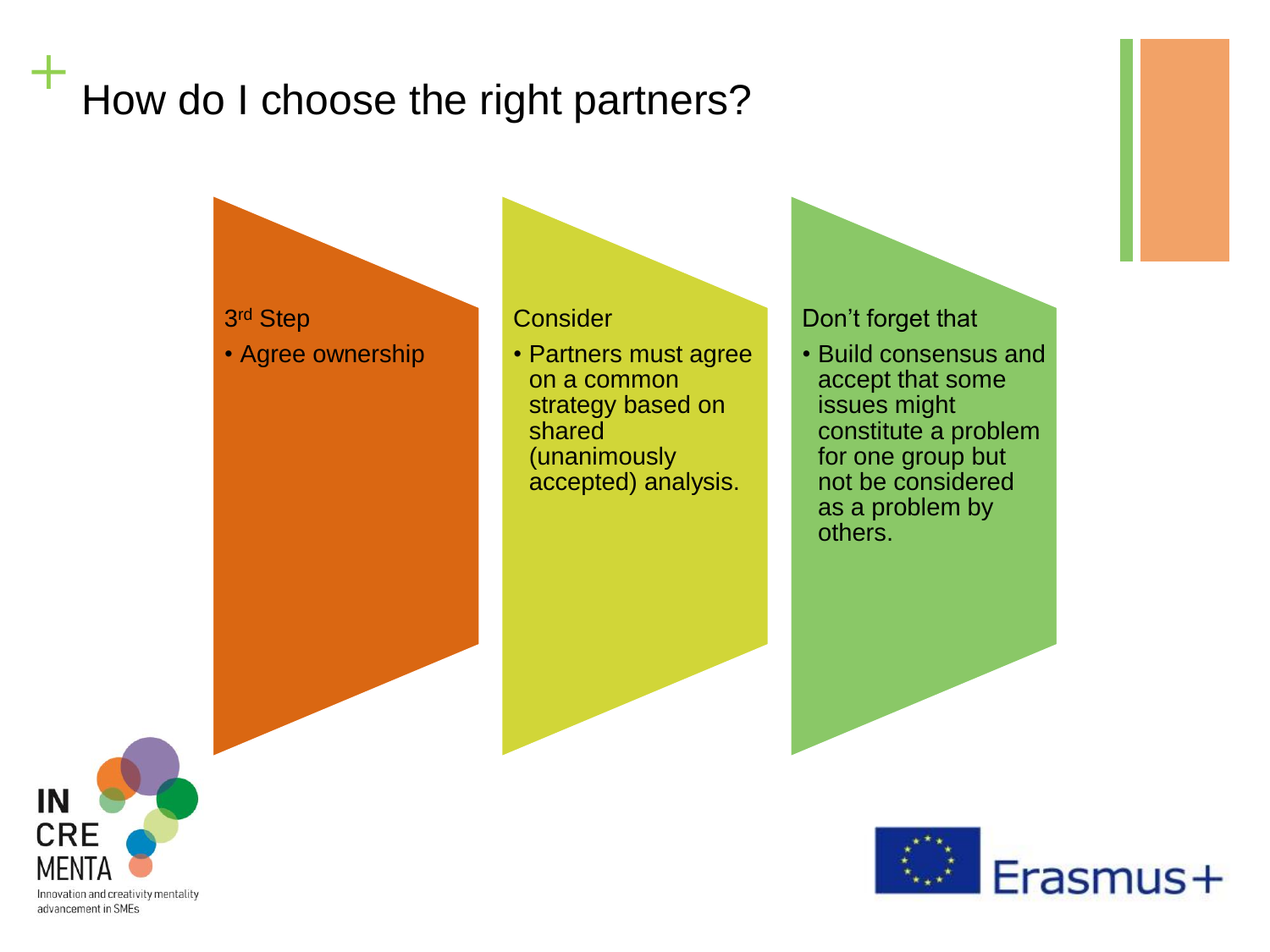# How do I choose the right partners?

3rd Step

- Agree ownership

Consider

- Partners must agree on a common strategy based on shared (unanimously accepted) analysis.

Don’t forget that

- Build consensus and accept that some issues might constitute a problem for one group but not be considered as a problem by others.

IN CRE MENTA

Innovation and creativity mentality advancement in SMEs

Erasmus+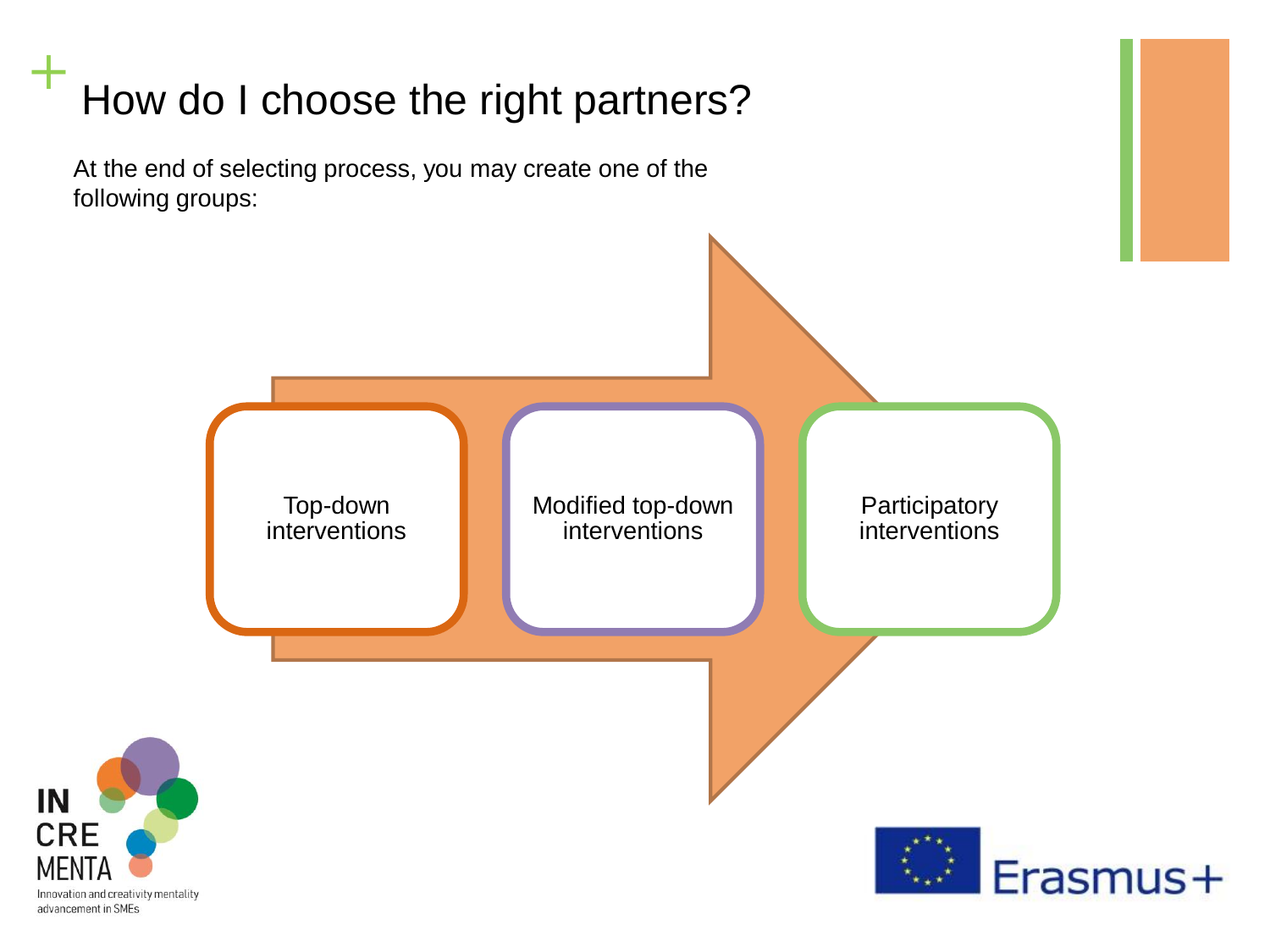# How do I choose the right partners?

At the end of selecting process, you may create one of the following groups:

- Top-down interventions
- Modified top-down interventions
- Participatory interventions

INCREMENTA – Innovation and creativity mentality advancement in SMEs

Erasmus+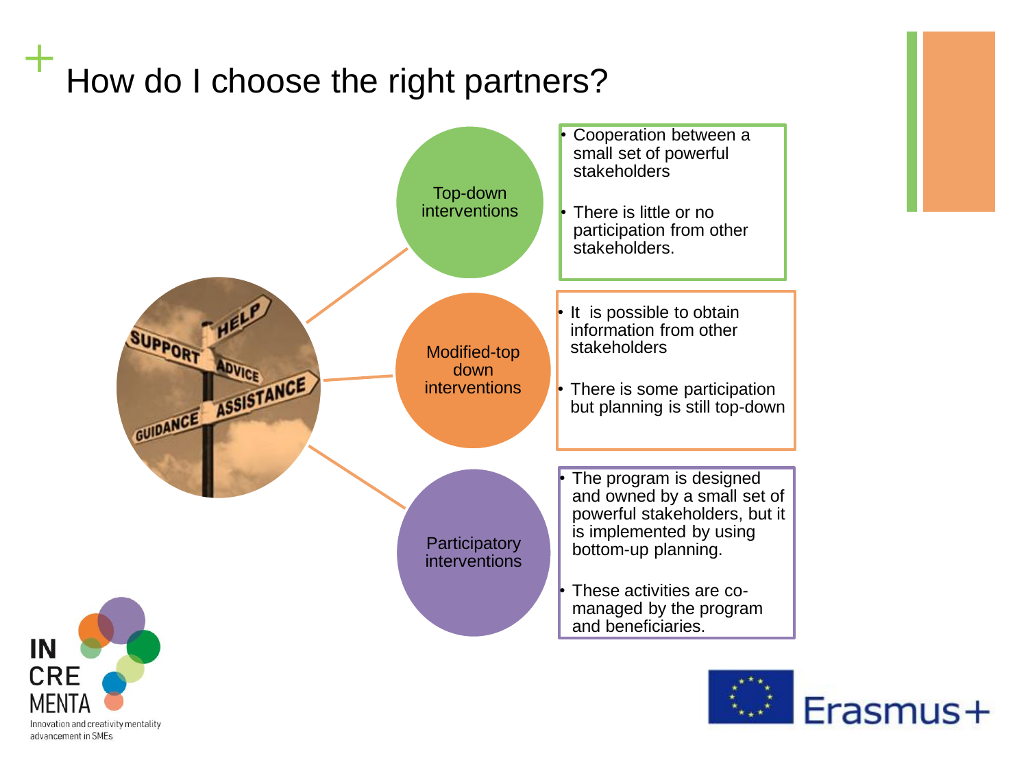# How do I choose the right partners?

**Top-down interventions**

- Cooperation between a small set of powerful stakeholders
- There is little or no participation from other stakeholders.

**Modified-top down interventions**

- It is possible to obtain information from other stakeholders
- There is some participation but planning is still top-down

**Participatory interventions**

- The program is designed and owned by a small set of powerful stakeholders, but it is implemented by using bottom-up planning.
- These activities are co-managed by the program and beneficiaries.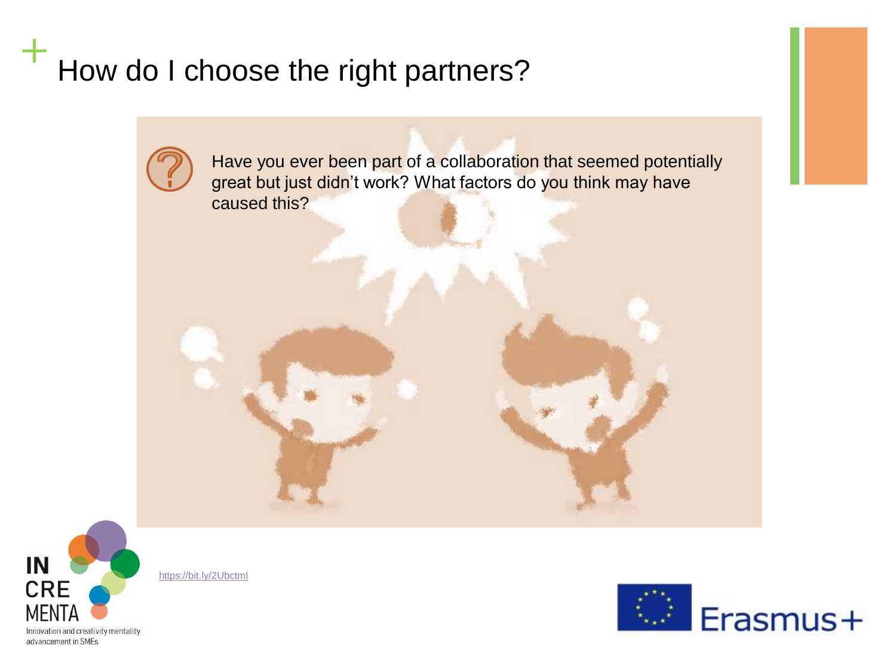# How do I choose the right partners?

Have you ever been part of a collaboration that seemed potentially great but just didn't work? What factors do you think may have caused this?

https://bit.ly/2Ubctml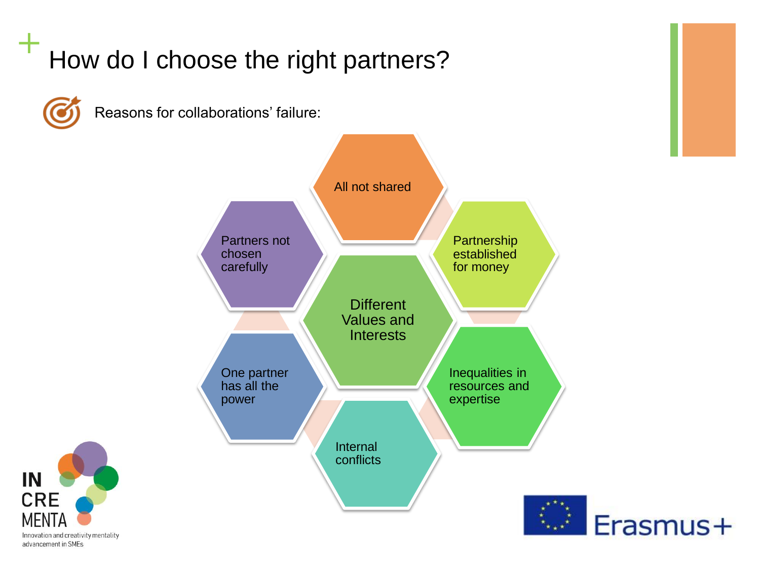# How do I choose the right partners?

Reasons for collaborations' failure:

- Different Values and Interests
- All not shared
- Partnership established for money
- Inequalities in resources and expertise
- Internal conflicts
- One partner has all the power
- Partners not chosen carefully

IN CRE MENTA
Innovation and creativity mentality advancement in SMEs

Erasmus+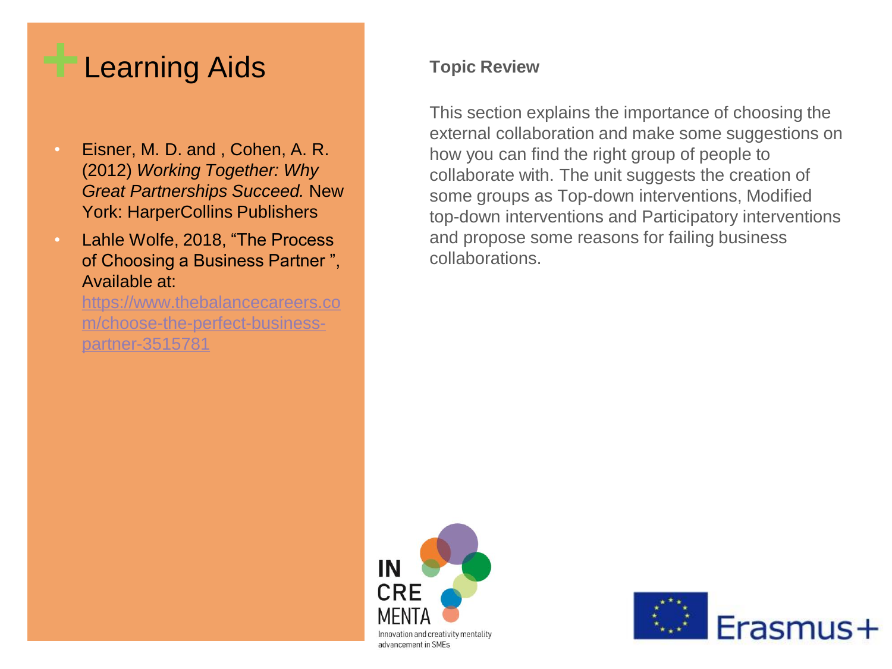# Learning Aids

- Eisner, M. D. and , Cohen, A. R. (2012) *Working Together: Why Great Partnerships Succeed.* New York: HarperCollins Publishers
- Lahle Wolfe, 2018, “The Process of Choosing a Business Partner ”, Available at: https://www.thebalancecareers.com/choose-the-perfect-business-partner-3515781

**Topic Review**

This section explains the importance of choosing the external collaboration and make some suggestions on how you can find the right group of people to collaborate with. The unit suggests the creation of some groups as Top-down interventions, Modified top-down interventions and Participatory interventions and propose some reasons for failing business collaborations.

IN CRE MENTA
Innovation and creativity mentality advancement in SMEs

Erasmus+